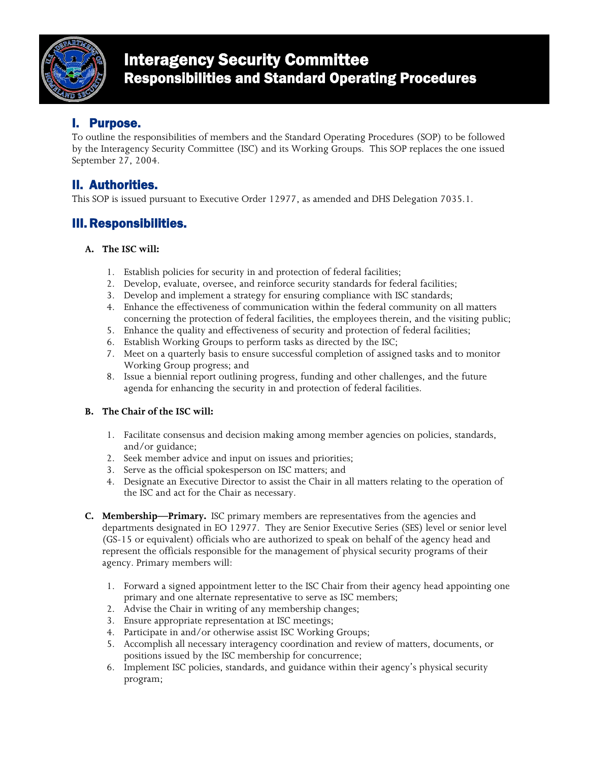# Interagency Security Committee
## Responsibilities and Standard Operating Procedures

## I. Purpose.

To outline the responsibilities of members and the Standard Operating Procedures (SOP) to be followed by the Interagency Security Committee (ISC) and its Working Groups. This SOP replaces the one issued September 27, 2004.

## II. Authorities.

This SOP is issued pursuant to Executive Order 12977, as amended and DHS Delegation 7035.1.

## III. Responsibilities.

**A. The ISC will:**

1. Establish policies for security in and protection of federal facilities;
2. Develop, evaluate, oversee, and reinforce security standards for federal facilities;
3. Develop and implement a strategy for ensuring compliance with ISC standards;
4. Enhance the effectiveness of communication within the federal community on all matters concerning the protection of federal facilities, the employees therein, and the visiting public;
5. Enhance the quality and effectiveness of security and protection of federal facilities;
6. Establish Working Groups to perform tasks as directed by the ISC;
7. Meet on a quarterly basis to ensure successful completion of assigned tasks and to monitor Working Group progress; and
8. Issue a biennial report outlining progress, funding and other challenges, and the future agenda for enhancing the security in and protection of federal facilities.

**B. The Chair of the ISC will:**

1. Facilitate consensus and decision making among member agencies on policies, standards, and/or guidance;
2. Seek member advice and input on issues and priorities;
3. Serve as the official spokesperson on ISC matters; and
4. Designate an Executive Director to assist the Chair in all matters relating to the operation of the ISC and act for the Chair as necessary.

**C. Membership—Primary.** ISC primary members are representatives from the agencies and departments designated in EO 12977. They are Senior Executive Series (SES) level or senior level (GS-15 or equivalent) officials who are authorized to speak on behalf of the agency head and represent the officials responsible for the management of physical security programs of their agency. Primary members will:

1. Forward a signed appointment letter to the ISC Chair from their agency head appointing one primary and one alternate representative to serve as ISC members;
2. Advise the Chair in writing of any membership changes;
3. Ensure appropriate representation at ISC meetings;
4. Participate in and/or otherwise assist ISC Working Groups;
5. Accomplish all necessary interagency coordination and review of matters, documents, or positions issued by the ISC membership for concurrence;
6. Implement ISC policies, standards, and guidance within their agency's physical security program;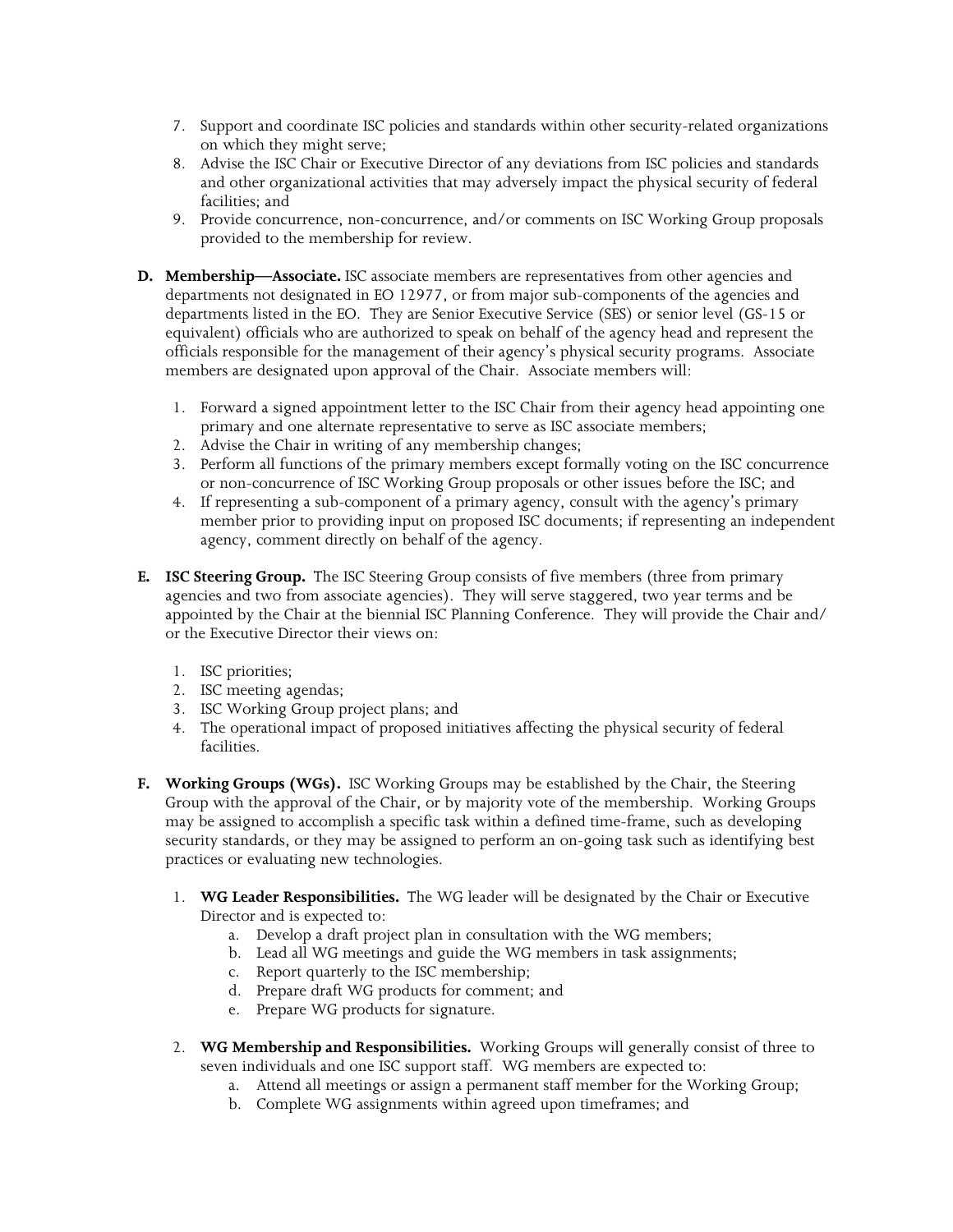7. Support and coordinate ISC policies and standards within other security-related organizations on which they might serve;
8. Advise the ISC Chair or Executive Director of any deviations from ISC policies and standards and other organizational activities that may adversely impact the physical security of federal facilities; and
9. Provide concurrence, non-concurrence, and/or comments on ISC Working Group proposals provided to the membership for review.

**D. Membership—Associate.** ISC associate members are representatives from other agencies and departments not designated in EO 12977, or from major sub-components of the agencies and departments listed in the EO. They are Senior Executive Service (SES) or senior level (GS-15 or equivalent) officials who are authorized to speak on behalf of the agency head and represent the officials responsible for the management of their agency's physical security programs. Associate members are designated upon approval of the Chair. Associate members will:

1. Forward a signed appointment letter to the ISC Chair from their agency head appointing one primary and one alternate representative to serve as ISC associate members;
2. Advise the Chair in writing of any membership changes;
3. Perform all functions of the primary members except formally voting on the ISC concurrence or non-concurrence of ISC Working Group proposals or other issues before the ISC; and
4. If representing a sub-component of a primary agency, consult with the agency's primary member prior to providing input on proposed ISC documents; if representing an independent agency, comment directly on behalf of the agency.

**E. ISC Steering Group.** The ISC Steering Group consists of five members (three from primary agencies and two from associate agencies). They will serve staggered, two year terms and be appointed by the Chair at the biennial ISC Planning Conference. They will provide the Chair and/or the Executive Director their views on:

1. ISC priorities;
2. ISC meeting agendas;
3. ISC Working Group project plans; and
4. The operational impact of proposed initiatives affecting the physical security of federal facilities.

**F. Working Groups (WGs).** ISC Working Groups may be established by the Chair, the Steering Group with the approval of the Chair, or by majority vote of the membership. Working Groups may be assigned to accomplish a specific task within a defined time-frame, such as developing security standards, or they may be assigned to perform an on-going task such as identifying best practices or evaluating new technologies.

1. **WG Leader Responsibilities.** The WG leader will be designated by the Chair or Executive Director and is expected to:
   a. Develop a draft project plan in consultation with the WG members;
   b. Lead all WG meetings and guide the WG members in task assignments;
   c. Report quarterly to the ISC membership;
   d. Prepare draft WG products for comment; and
   e. Prepare WG products for signature.

2. **WG Membership and Responsibilities.** Working Groups will generally consist of three to seven individuals and one ISC support staff. WG members are expected to:
   a. Attend all meetings or assign a permanent staff member for the Working Group;
   b. Complete WG assignments within agreed upon timeframes; and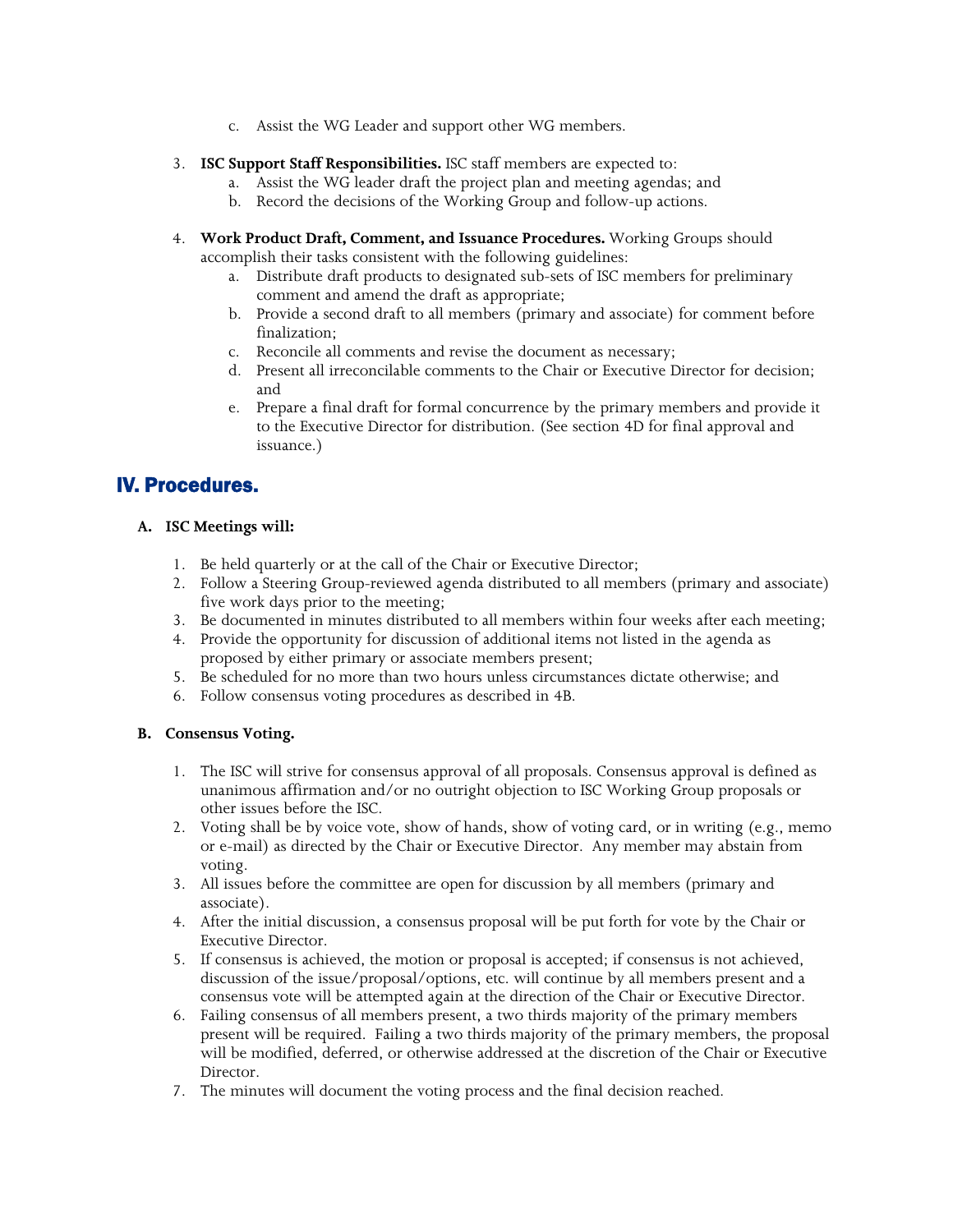c. Assist the WG Leader and support other WG members.

3. **ISC Support Staff Responsibilities.** ISC staff members are expected to:
   a. Assist the WG leader draft the project plan and meeting agendas; and
   b. Record the decisions of the Working Group and follow-up actions.

4. **Work Product Draft, Comment, and Issuance Procedures.** Working Groups should accomplish their tasks consistent with the following guidelines:
   a. Distribute draft products to designated sub-sets of ISC members for preliminary comment and amend the draft as appropriate;
   b. Provide a second draft to all members (primary and associate) for comment before finalization;
   c. Reconcile all comments and revise the document as necessary;
   d. Present all irreconcilable comments to the Chair or Executive Director for decision; and
   e. Prepare a final draft for formal concurrence by the primary members and provide it to the Executive Director for distribution. (See section 4D for final approval and issuance.)

## IV. Procedures.

### A. ISC Meetings will:

1. Be held quarterly or at the call of the Chair or Executive Director;
2. Follow a Steering Group-reviewed agenda distributed to all members (primary and associate) five work days prior to the meeting;
3. Be documented in minutes distributed to all members within four weeks after each meeting;
4. Provide the opportunity for discussion of additional items not listed in the agenda as proposed by either primary or associate members present;
5. Be scheduled for no more than two hours unless circumstances dictate otherwise; and
6. Follow consensus voting procedures as described in 4B.

### B. Consensus Voting.

1. The ISC will strive for consensus approval of all proposals. Consensus approval is defined as unanimous affirmation and/or no outright objection to ISC Working Group proposals or other issues before the ISC.
2. Voting shall be by voice vote, show of hands, show of voting card, or in writing (e.g., memo or e-mail) as directed by the Chair or Executive Director. Any member may abstain from voting.
3. All issues before the committee are open for discussion by all members (primary and associate).
4. After the initial discussion, a consensus proposal will be put forth for vote by the Chair or Executive Director.
5. If consensus is achieved, the motion or proposal is accepted; if consensus is not achieved, discussion of the issue/proposal/options, etc. will continue by all members present and a consensus vote will be attempted again at the direction of the Chair or Executive Director.
6. Failing consensus of all members present, a two thirds majority of the primary members present will be required. Failing a two thirds majority of the primary members, the proposal will be modified, deferred, or otherwise addressed at the discretion of the Chair or Executive Director.
7. The minutes will document the voting process and the final decision reached.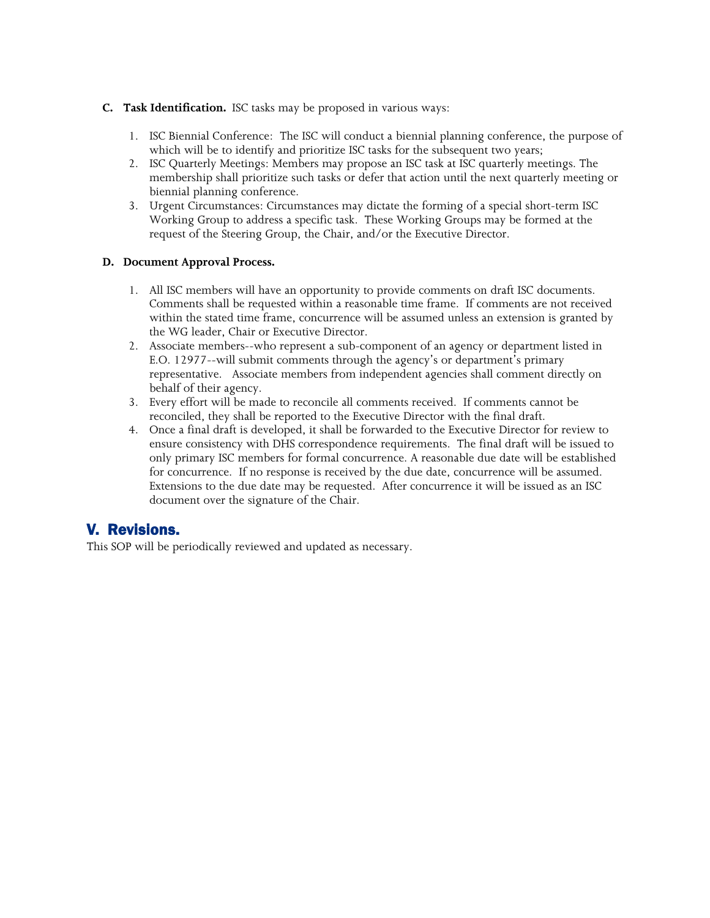**C. Task Identification.** ISC tasks may be proposed in various ways:

1. ISC Biennial Conference: The ISC will conduct a biennial planning conference, the purpose of which will be to identify and prioritize ISC tasks for the subsequent two years;
2. ISC Quarterly Meetings: Members may propose an ISC task at ISC quarterly meetings. The membership shall prioritize such tasks or defer that action until the next quarterly meeting or biennial planning conference.
3. Urgent Circumstances: Circumstances may dictate the forming of a special short-term ISC Working Group to address a specific task. These Working Groups may be formed at the request of the Steering Group, the Chair, and/or the Executive Director.

**D. Document Approval Process.**

1. All ISC members will have an opportunity to provide comments on draft ISC documents. Comments shall be requested within a reasonable time frame. If comments are not received within the stated time frame, concurrence will be assumed unless an extension is granted by the WG leader, Chair or Executive Director.
2. Associate members--who represent a sub-component of an agency or department listed in E.O. 12977--will submit comments through the agency's or department's primary representative. Associate members from independent agencies shall comment directly on behalf of their agency.
3. Every effort will be made to reconcile all comments received. If comments cannot be reconciled, they shall be reported to the Executive Director with the final draft.
4. Once a final draft is developed, it shall be forwarded to the Executive Director for review to ensure consistency with DHS correspondence requirements. The final draft will be issued to only primary ISC members for formal concurrence. A reasonable due date will be established for concurrence. If no response is received by the due date, concurrence will be assumed. Extensions to the due date may be requested. After concurrence it will be issued as an ISC document over the signature of the Chair.

## V. Revisions.

This SOP will be periodically reviewed and updated as necessary.